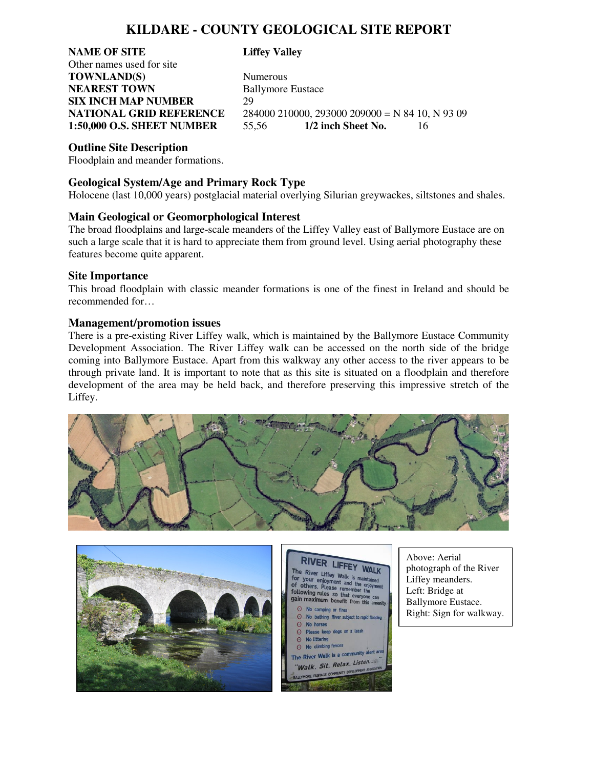# KILDARE - COUNTY GEOLOGICAL SITE REPORT

**NAME OF SITE** **Liffey Valley**
Other names used for site
**TOWNLAND(S)** Numerous
**NEAREST TOWN** Ballymore Eustace
**SIX INCH MAP NUMBER** 29
**NATIONAL GRID REFERENCE** 284000 210000, 293000 209000 = N 84 10, N 93 09
**1:50,000 O.S. SHEET NUMBER** 55,56 **1/2 inch Sheet No.** 16

### Outline Site Description

Floodplain and meander formations.

### Geological System/Age and Primary Rock Type

Holocene (last 10,000 years) postglacial material overlying Silurian greywackes, siltstones and shales.

### Main Geological or Geomorphological Interest

The broad floodplains and large-scale meanders of the Liffey Valley east of Ballymore Eustace are on such a large scale that it is hard to appreciate them from ground level. Using aerial photography these features become quite apparent.

### Site Importance

This broad floodplain with classic meander formations is one of the finest in Ireland and should be recommended for…

### Management/promotion issues

There is a pre-existing River Liffey walk, which is maintained by the Ballymore Eustace Community Development Association. The River Liffey walk can be accessed on the north side of the bridge coming into Ballymore Eustace. Apart from this walkway any other access to the river appears to be through private land. It is important to note that as this site is situated on a floodplain and therefore development of the area may be held back, and therefore preserving this impressive stretch of the Liffey.

Above: Aerial photograph of the River Liffey meanders.
Left: Bridge at Ballymore Eustace.
Right: Sign for walkway.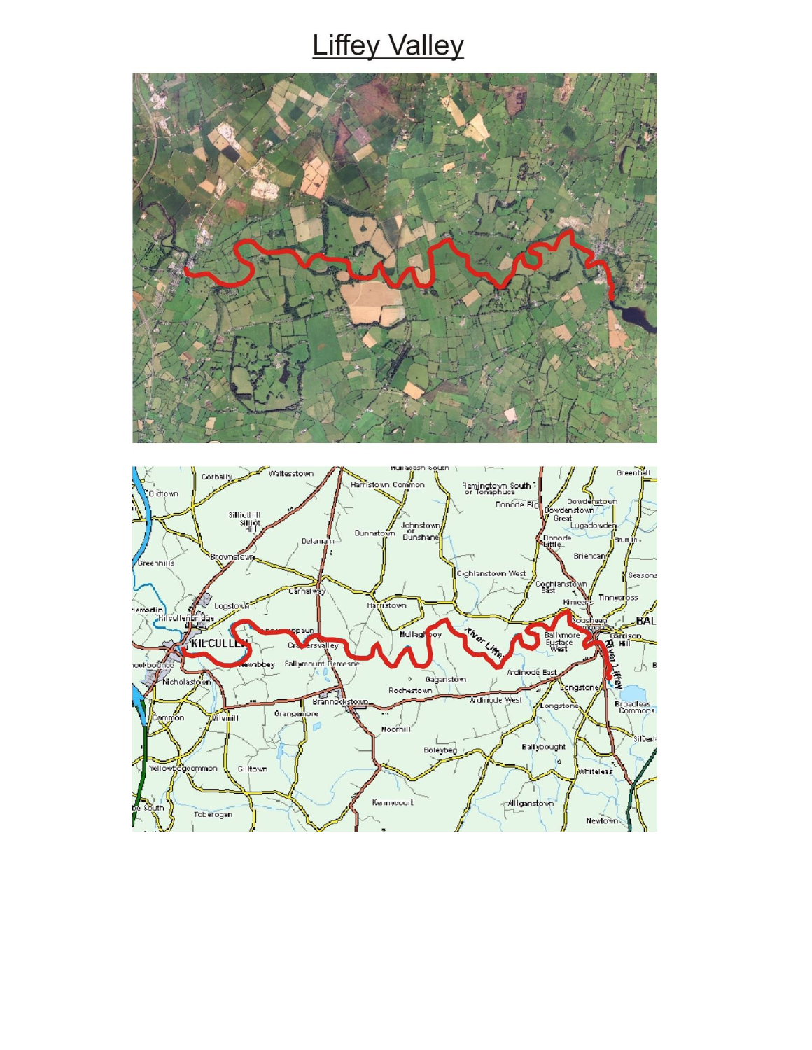# Liffey Valley